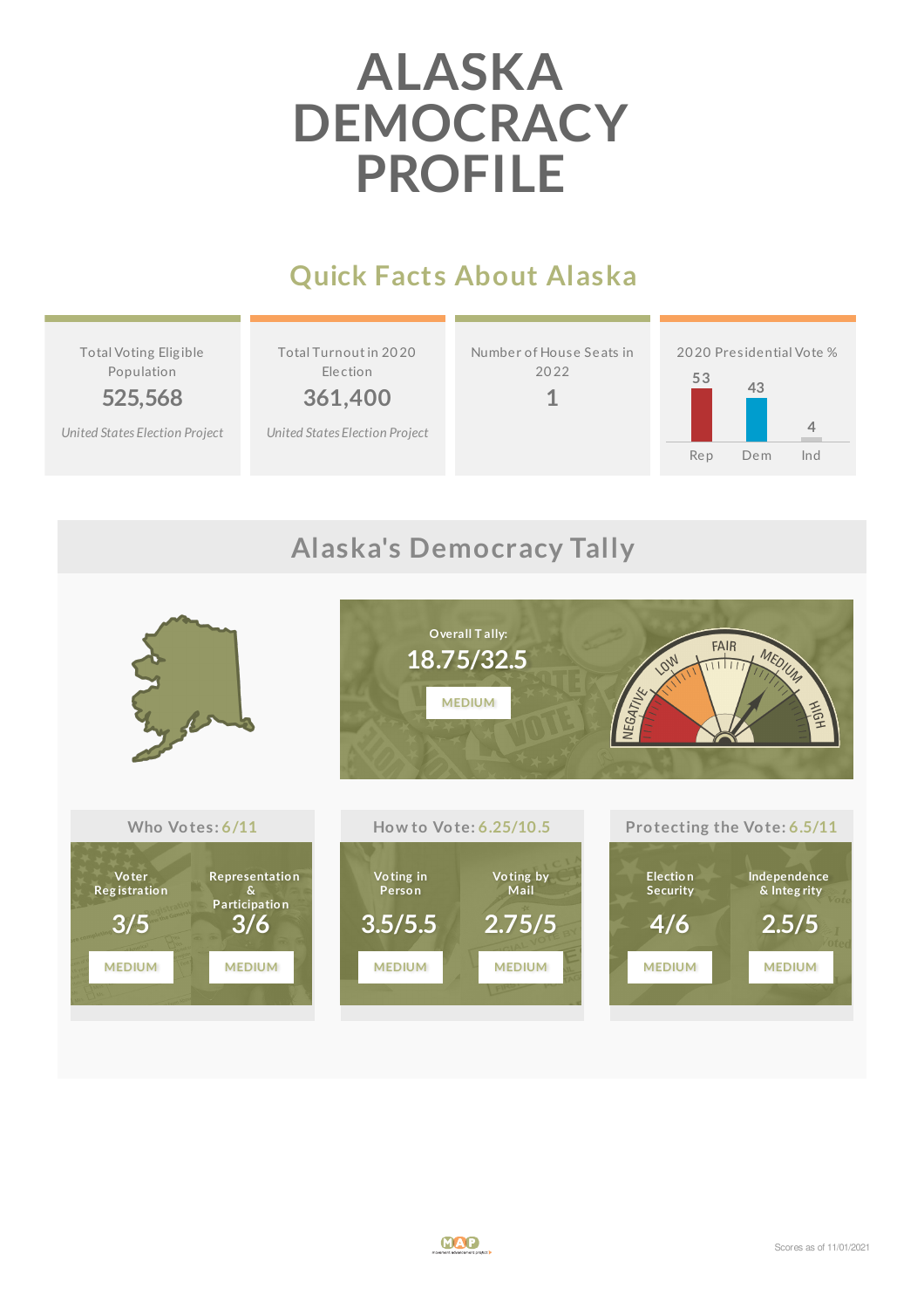# ALASKA DEMOCRACY PROFILE

## Quick Facts About Alaska

| Total Voting Eligible Population | Total Turnout in 2020 Election | Number of House Seats in 2022 | 2020 Presidential Vote % |
|---|---|---|---|
| 525,568 | 361,400 | 1 | Rep 53, Dem 43, Ind 4 |
| *United States Election Project* | *United States Election Project* | | |

## Alaska's Democracy Tally

Overall Tally:

**18.75/32.5**

MEDIUM

NEGATIVE · LOW · FAIR · MEDIUM · HIGH

### Who Votes: 6/11

| Voter Registration | Representation & Participation |
|---|---|
| 3/5 | 3/6 |
| MEDIUM | MEDIUM |

### How to Vote: 6.25/10.5

| Voting in Person | Voting by Mail |
|---|---|
| 3.5/5.5 | 2.75/5 |
| MEDIUM | MEDIUM |

### Protecting the Vote: 6.5/11

| Election Security | Independence & Integrity |
|---|---|
| 4/6 | 2.5/5 |
| MEDIUM | MEDIUM |

Scores as of 11/01/2021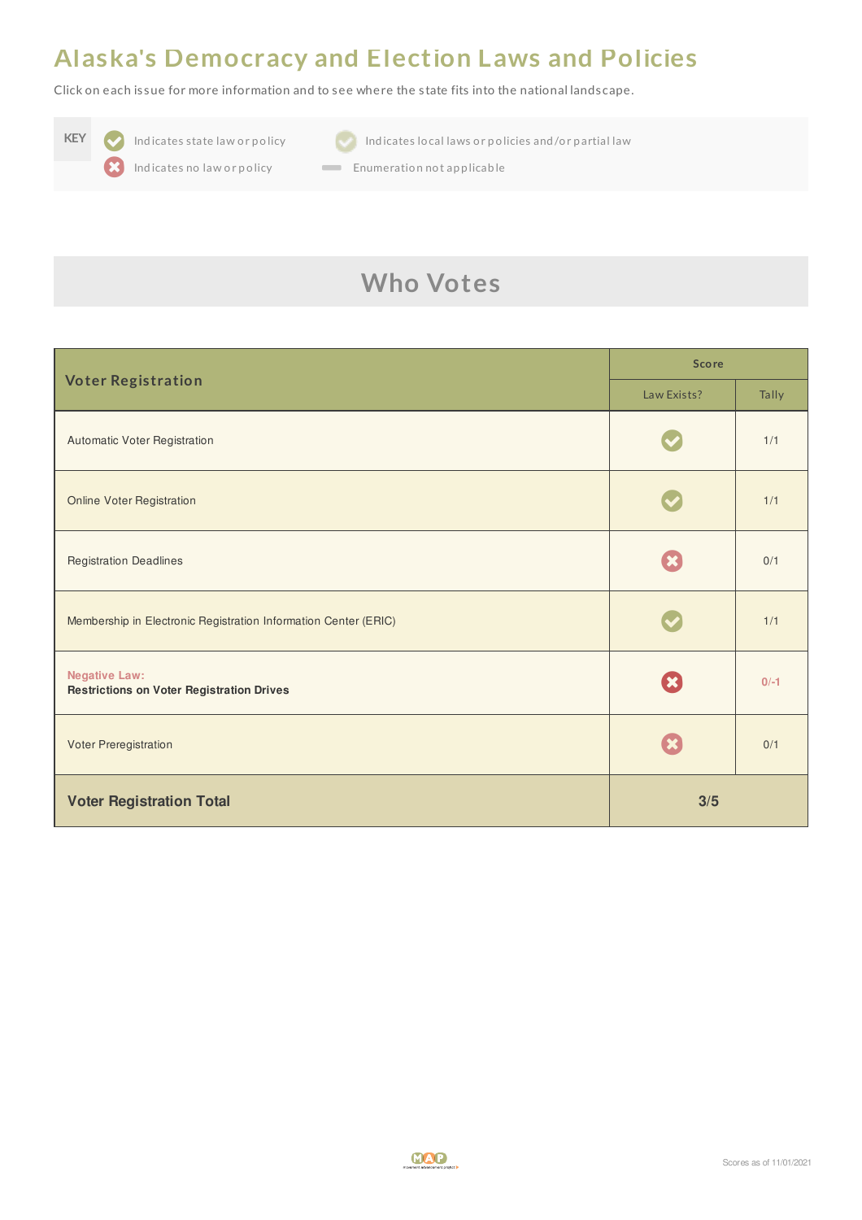# Alaska's Democracy and Election Laws and Policies

Click on each issue for more information and to see where the state fits into the national landscape.

| KEY | |
|---|---|
| ✔ Indicates state law or policy | ✔ Indicates local laws or policies and/or partial law |
| ✖ Indicates no law or policy | — Enumeration not applicable |

## Who Votes

| Voter Registration | Score | |
|---|---|---|
| | Law Exists? | Tally |
| Automatic Voter Registration | ✔ | 1/1 |
| Online Voter Registration | ✔ | 1/1 |
| Registration Deadlines | ✖ | 0/1 |
| Membership in Electronic Registration Information Center (ERIC) | ✔ | 1/1 |
| Negative Law: **Restrictions on Voter Registration Drives** | ✖ | 0/-1 |
| Voter Preregistration | ✖ | 0/1 |
| **Voter Registration Total** | **3/5** | |

Scores as of 11/01/2021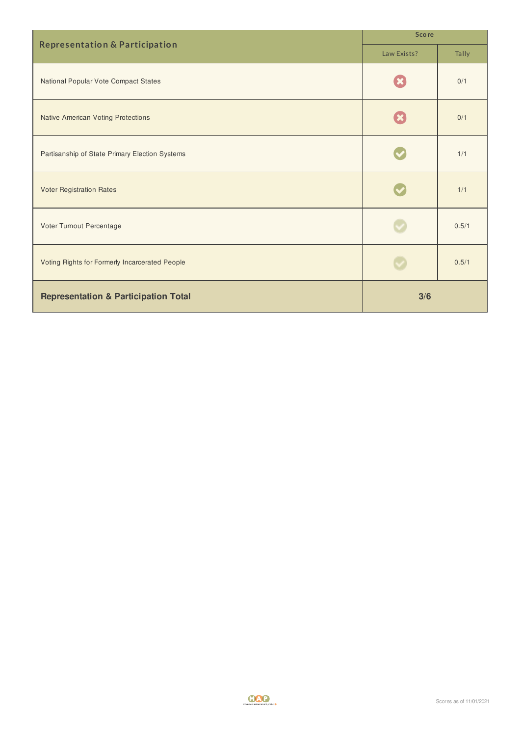| Representation & Participation | Score | |
|---|---|---|
| | Law Exists? | Tally |
| National Popular Vote Compact States | ✖ | 0/1 |
| Native American Voting Protections | ✖ | 0/1 |
| Partisanship of State Primary Election Systems | ✔ | 1/1 |
| Voter Registration Rates | ✔ | 1/1 |
| Voter Turnout Percentage | ✔ | 0.5/1 |
| Voting Rights for Formerly Incarcerated People | ✔ | 0.5/1 |
| **Representation & Participation Total** | **3/6** | |

Scores as of 11/01/2021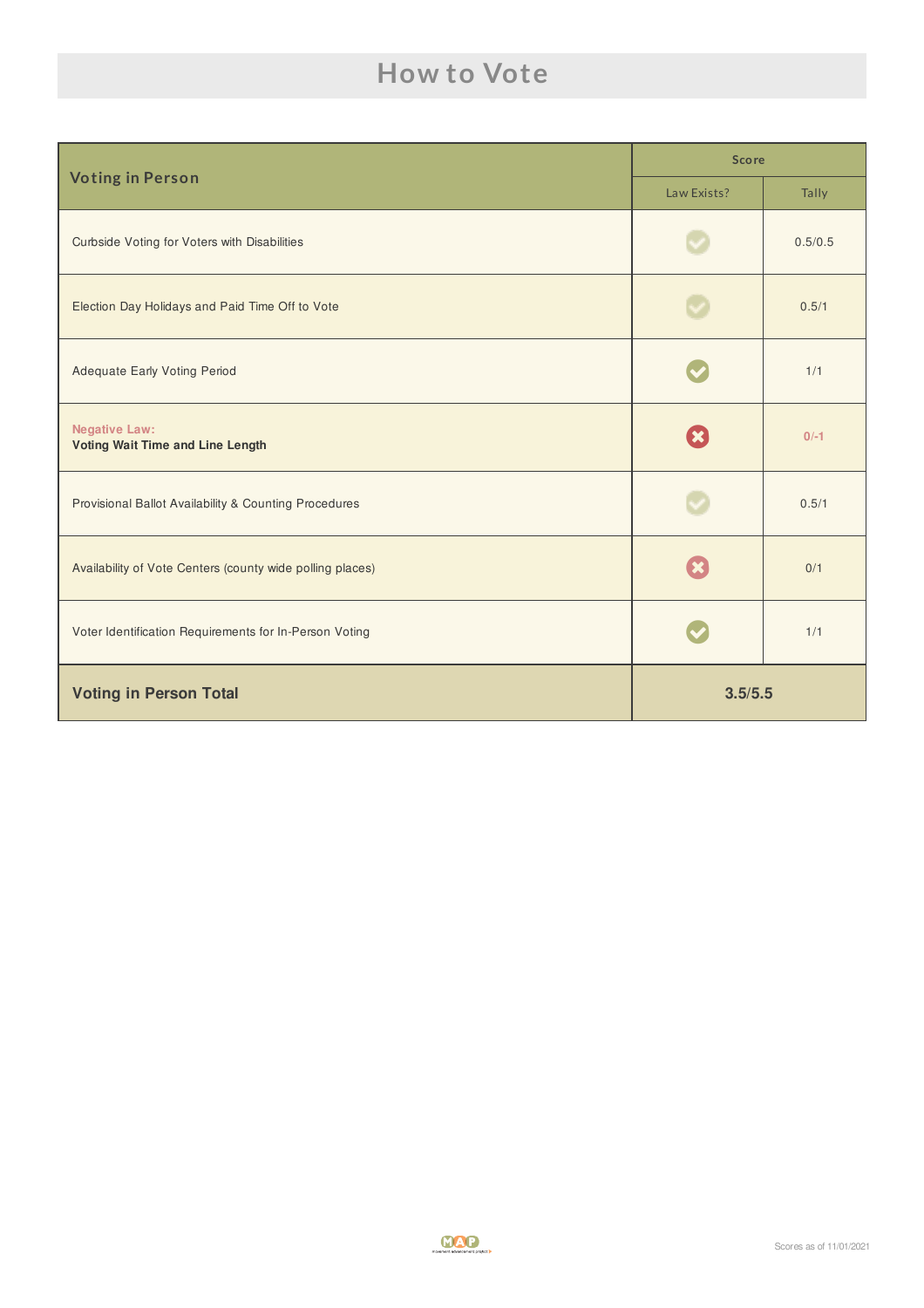# How to Vote

| Voting in Person | Score | |
|---|---|---|
| | Law Exists? | Tally |
| Curbside Voting for Voters with Disabilities | ✓ | 0.5/0.5 |
| Election Day Holidays and Paid Time Off to Vote | ✓ | 0.5/1 |
| Adequate Early Voting Period | ✓ | 1/1 |
| Negative Law: **Voting Wait Time and Line Length** | ✗ | 0/-1 |
| Provisional Ballot Availability & Counting Procedures | ✓ | 0.5/1 |
| Availability of Vote Centers (county wide polling places) | ✗ | 0/1 |
| Voter Identification Requirements for In-Person Voting | ✓ | 1/1 |
| **Voting in Person Total** | **3.5/5.5** | |

Scores as of 11/01/2021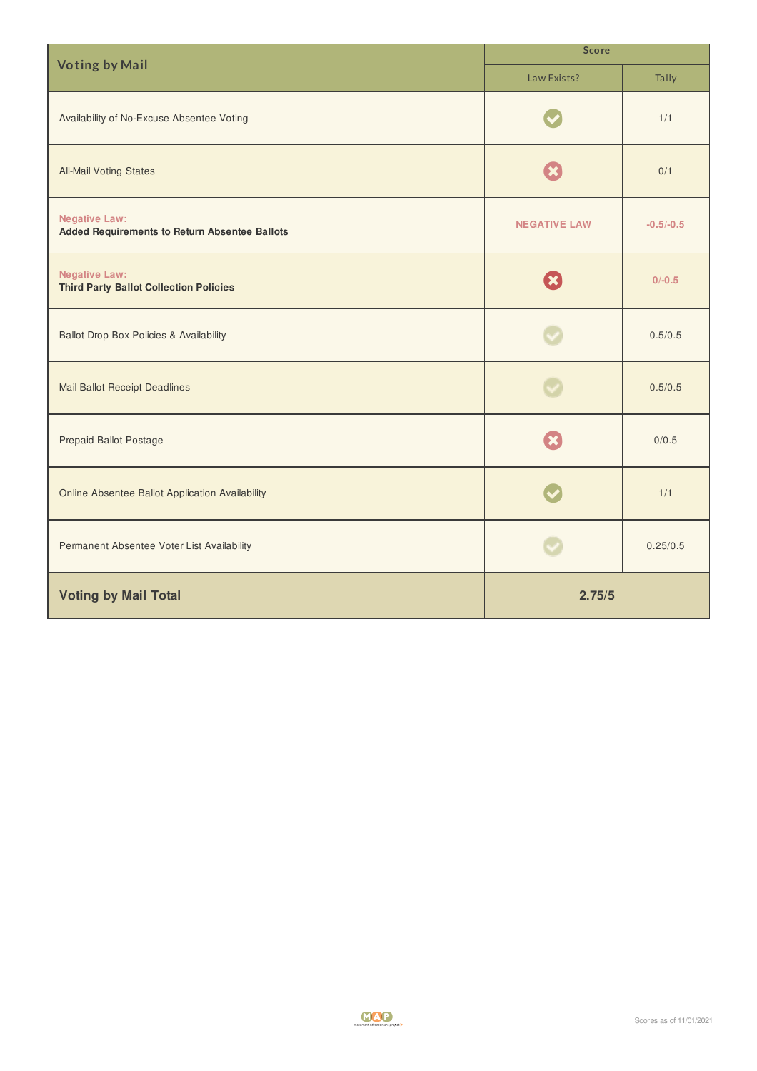| Voting by Mail | Score | |
|---|---|---|
| | Law Exists? | Tally |
| Availability of No-Excuse Absentee Voting | ✔ | 1/1 |
| All-Mail Voting States | ✖ | 0/1 |
| Negative Law: **Added Requirements to Return Absentee Ballots** | NEGATIVE LAW | -0.5/-0.5 |
| Negative Law: **Third Party Ballot Collection Policies** | ✖ | 0/-0.5 |
| Ballot Drop Box Policies & Availability | ✔ | 0.5/0.5 |
| Mail Ballot Receipt Deadlines | ✔ | 0.5/0.5 |
| Prepaid Ballot Postage | ✖ | 0/0.5 |
| Online Absentee Ballot Application Availability | ✔ | 1/1 |
| Permanent Absentee Voter List Availability | ✔ | 0.25/0.5 |
| **Voting by Mail Total** | **2.75/5** | |

Scores as of 11/01/2021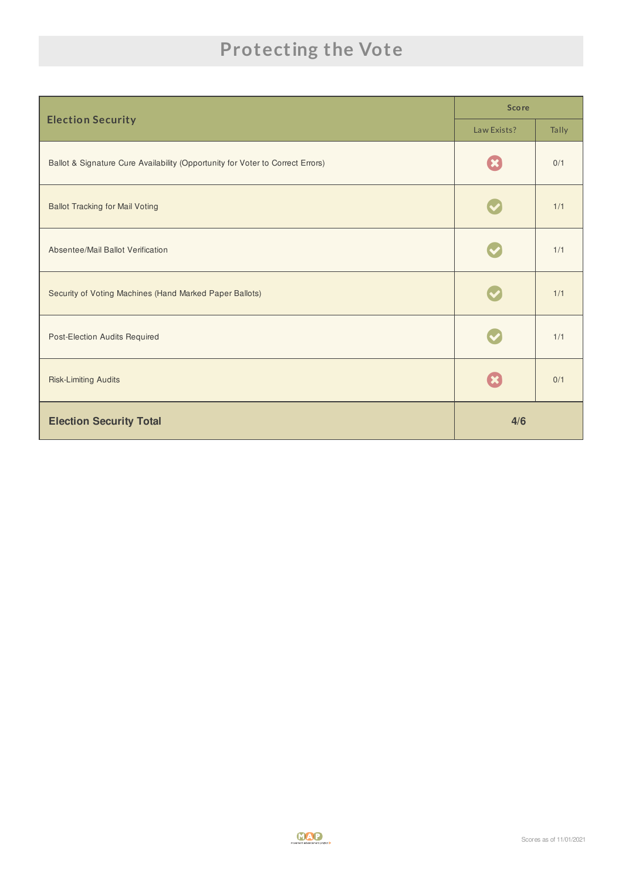# Protecting the Vote

| Election Security | Score | |
|---|---|---|
| | Law Exists? | Tally |
| Ballot & Signature Cure Availability (Opportunity for Voter to Correct Errors) | ✗ | 0/1 |
| Ballot Tracking for Mail Voting | ✓ | 1/1 |
| Absentee/Mail Ballot Verification | ✓ | 1/1 |
| Security of Voting Machines (Hand Marked Paper Ballots) | ✓ | 1/1 |
| Post-Election Audits Required | ✓ | 1/1 |
| Risk-Limiting Audits | ✗ | 0/1 |
| **Election Security Total** | **4/6** | |

Scores as of 11/01/2021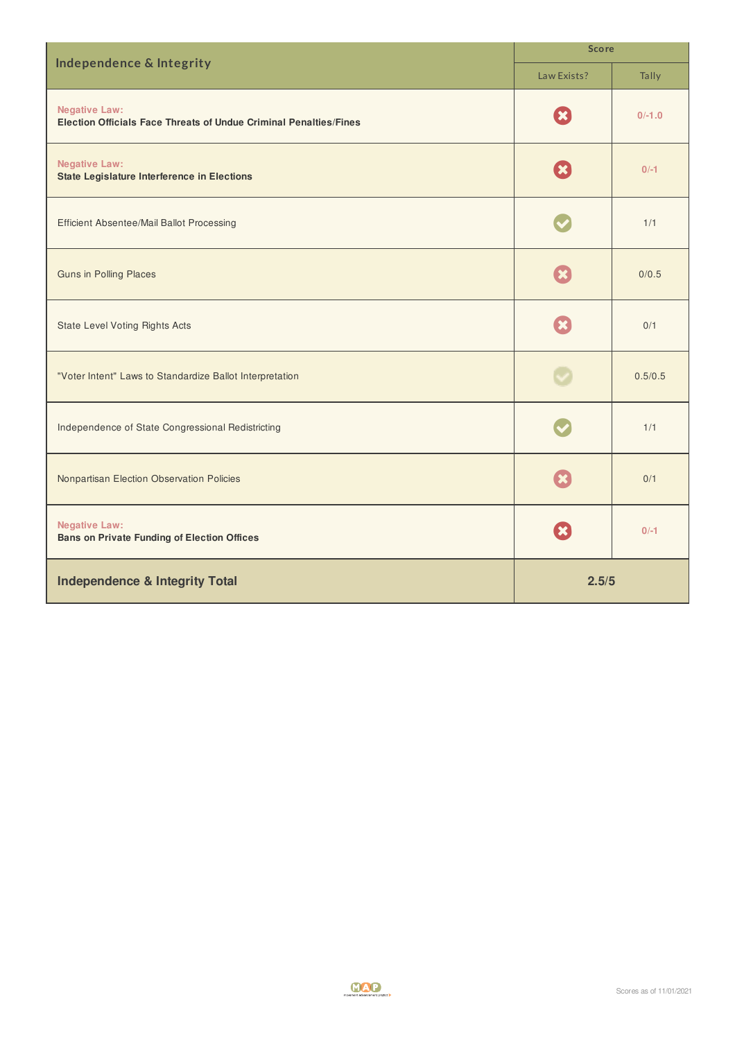| Independence & Integrity | Score | |
|---|---|---|
| | Law Exists? | Tally |
| Negative Law: **Election Officials Face Threats of Undue Criminal Penalties/Fines** | ✖ | 0/-1.0 |
| Negative Law: **State Legislature Interference in Elections** | ✖ | 0/-1 |
| Efficient Absentee/Mail Ballot Processing | ✔ | 1/1 |
| Guns in Polling Places | ✖ | 0/0.5 |
| State Level Voting Rights Acts | ✖ | 0/1 |
| "Voter Intent" Laws to Standardize Ballot Interpretation | ✔ | 0.5/0.5 |
| Independence of State Congressional Redistricting | ✔ | 1/1 |
| Nonpartisan Election Observation Policies | ✖ | 0/1 |
| Negative Law: **Bans on Private Funding of Election Offices** | ✖ | 0/-1 |
| **Independence & Integrity Total** | **2.5/5** | |

Scores as of 11/01/2021